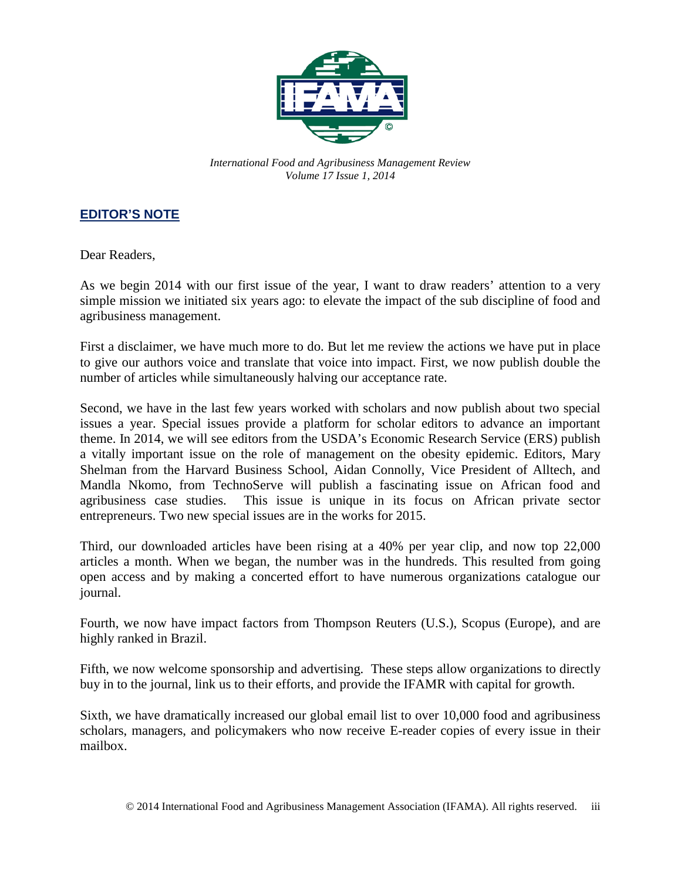*International Food and Agribusiness Management Review*
*Volume 17 Issue 1, 2014*

## EDITOR'S NOTE

Dear Readers,

As we begin 2014 with our first issue of the year, I want to draw readers' attention to a very simple mission we initiated six years ago: to elevate the impact of the sub discipline of food and agribusiness management.

First a disclaimer, we have much more to do. But let me review the actions we have put in place to give our authors voice and translate that voice into impact. First, we now publish double the number of articles while simultaneously halving our acceptance rate.

Second, we have in the last few years worked with scholars and now publish about two special issues a year. Special issues provide a platform for scholar editors to advance an important theme. In 2014, we will see editors from the USDA's Economic Research Service (ERS) publish a vitally important issue on the role of management on the obesity epidemic. Editors, Mary Shelman from the Harvard Business School, Aidan Connolly, Vice President of Alltech, and Mandla Nkomo, from TechnoServe will publish a fascinating issue on African food and agribusiness case studies. This issue is unique in its focus on African private sector entrepreneurs. Two new special issues are in the works for 2015.

Third, our downloaded articles have been rising at a 40% per year clip, and now top 22,000 articles a month. When we began, the number was in the hundreds. This resulted from going open access and by making a concerted effort to have numerous organizations catalogue our journal.

Fourth, we now have impact factors from Thompson Reuters (U.S.), Scopus (Europe), and are highly ranked in Brazil.

Fifth, we now welcome sponsorship and advertising. These steps allow organizations to directly buy in to the journal, link us to their efforts, and provide the IFAMR with capital for growth.

Sixth, we have dramatically increased our global email list to over 10,000 food and agribusiness scholars, managers, and policymakers who now receive E-reader copies of every issue in their mailbox.

© 2014 International Food and Agribusiness Management Association (IFAMA). All rights reserved.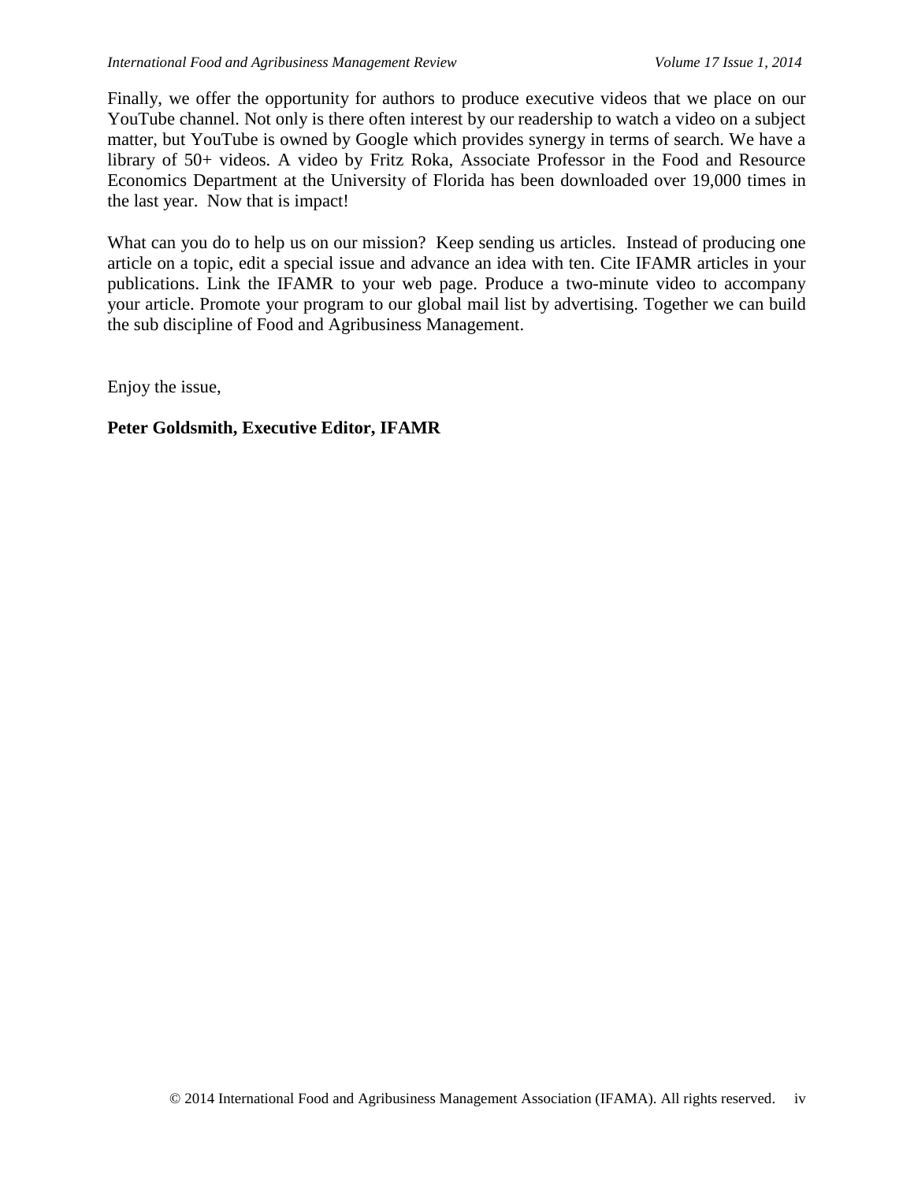Finally, we offer the opportunity for authors to produce executive videos that we place on our YouTube channel. Not only is there often interest by our readership to watch a video on a subject matter, but YouTube is owned by Google which provides synergy in terms of search. We have a library of 50+ videos. A video by Fritz Roka, Associate Professor in the Food and Resource Economics Department at the University of Florida has been downloaded over 19,000 times in the last year. Now that is impact!

What can you do to help us on our mission? Keep sending us articles. Instead of producing one article on a topic, edit a special issue and advance an idea with ten. Cite IFAMR articles in your publications. Link the IFAMR to your web page. Produce a two-minute video to accompany your article. Promote your program to our global mail list by advertising. Together we can build the sub discipline of Food and Agribusiness Management.

Enjoy the issue,

**Peter Goldsmith, Executive Editor, IFAMR**